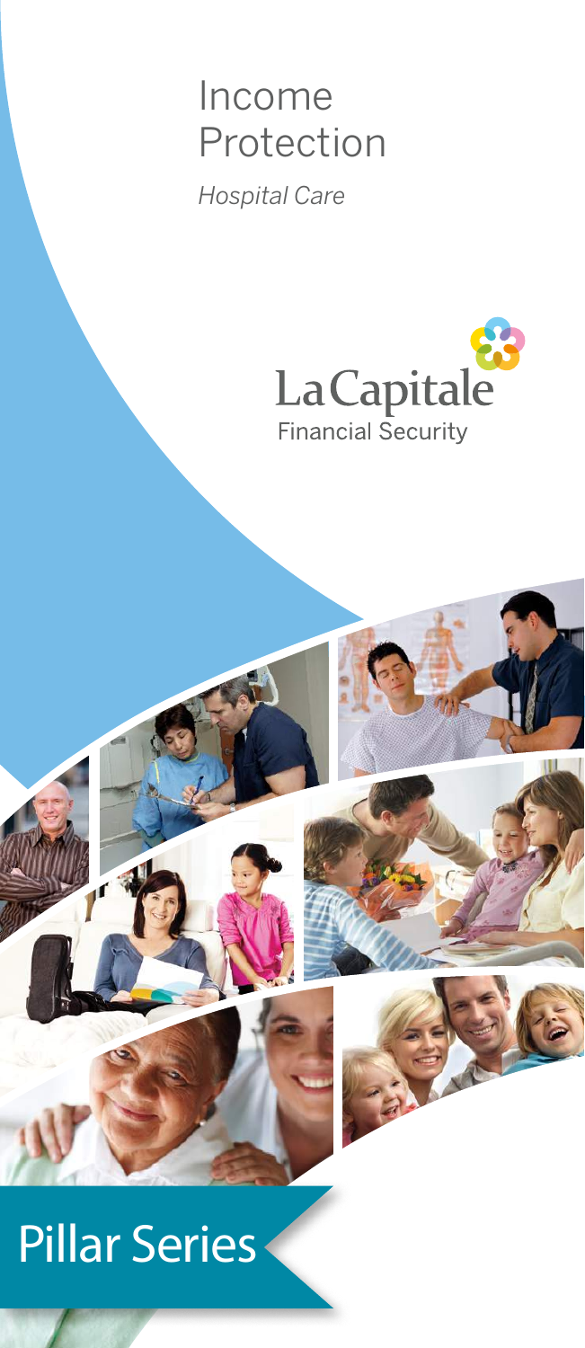# Income Protection

*Hospital Care*

La Capitale
Financial Security

## Pillar Series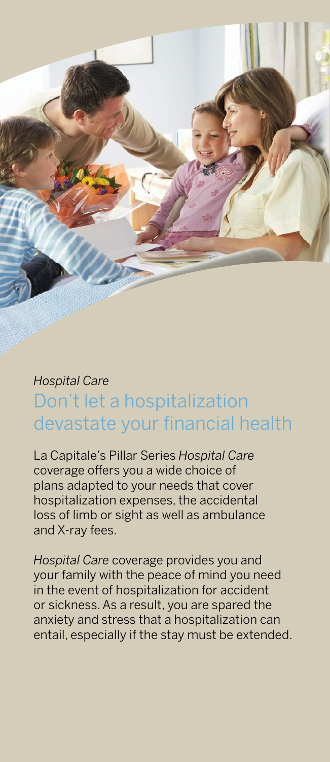*Hospital Care*

## Don’t let a hospitalization devastate your financial health

La Capitale’s Pillar Series *Hospital Care* coverage offers you a wide choice of plans adapted to your needs that cover hospitalization expenses, the accidental loss of limb or sight as well as ambulance and X-ray fees.

*Hospital Care* coverage provides you and your family with the peace of mind you need in the event of hospitalization for accident or sickness. As a result, you are spared the anxiety and stress that a hospitalization can entail, especially if the stay must be extended.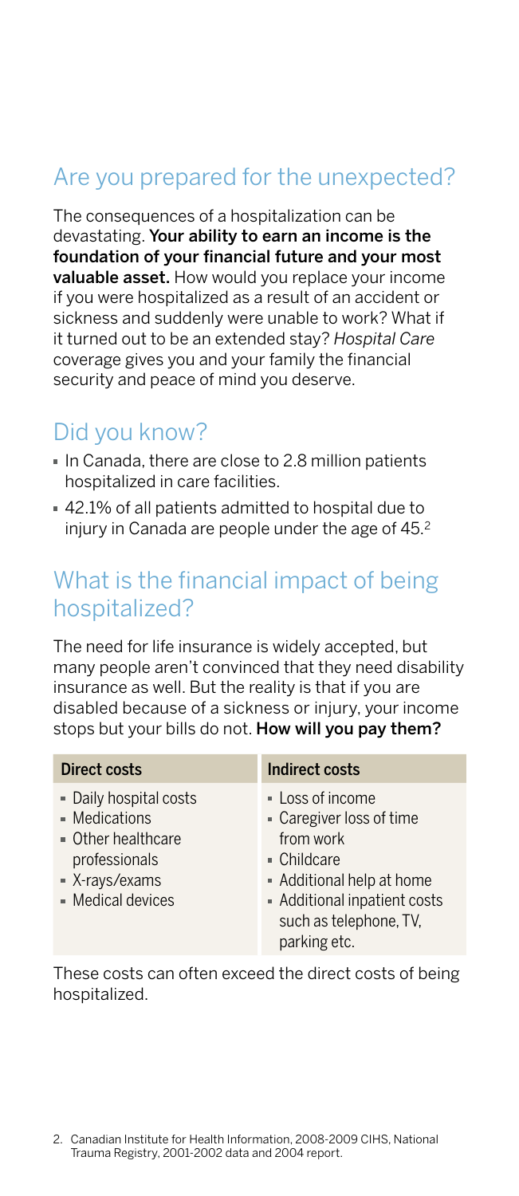## Are you prepared for the unexpected?

The consequences of a hospitalization can be devastating. **Your ability to earn an income is the foundation of your financial future and your most valuable asset.** How would you replace your income if you were hospitalized as a result of an accident or sickness and suddenly were unable to work? What if it turned out to be an extended stay? *Hospital Care* coverage gives you and your family the financial security and peace of mind you deserve.

## Did you know?

- In Canada, there are close to 2.8 million patients hospitalized in care facilities.
- 42.1% of all patients admitted to hospital due to injury in Canada are people under the age of 45.[2]

## What is the financial impact of being hospitalized?

The need for life insurance is widely accepted, but many people aren't convinced that they need disability insurance as well. But the reality is that if you are disabled because of a sickness or injury, your income stops but your bills do not. **How will you pay them?**

| Direct costs | Indirect costs |
|---|---|
| - Daily hospital costs<br>- Medications<br>- Other healthcare professionals<br>- X-rays/exams<br>- Medical devices | - Loss of income<br>- Caregiver loss of time from work<br>- Childcare<br>- Additional help at home<br>- Additional inpatient costs such as telephone, TV, parking etc. |

These costs can often exceed the direct costs of being hospitalized.

2. Canadian Institute for Health Information, 2008-2009 CIHS, National Trauma Registry, 2001-2002 data and 2004 report.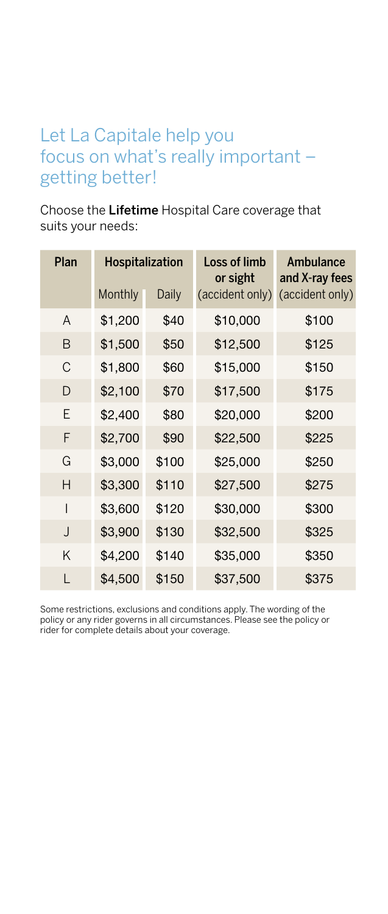## Let La Capitale help you focus on what's really important – getting better!

Choose the **Lifetime** Hospital Care coverage that suits your needs:

| Plan | Hospitalization | | Loss of limb or sight | Ambulance and X-ray fees |
|---|---|---|---|---|
| | Monthly | Daily | (accident only) | (accident only) |
| A | $1,200 | $40 | $10,000 | $100 |
| B | $1,500 | $50 | $12,500 | $125 |
| C | $1,800 | $60 | $15,000 | $150 |
| D | $2,100 | $70 | $17,500 | $175 |
| E | $2,400 | $80 | $20,000 | $200 |
| F | $2,700 | $90 | $22,500 | $225 |
| G | $3,000 | $100 | $25,000 | $250 |
| H | $3,300 | $110 | $27,500 | $275 |
| I | $3,600 | $120 | $30,000 | $300 |
| J | $3,900 | $130 | $32,500 | $325 |
| K | $4,200 | $140 | $35,000 | $350 |
| L | $4,500 | $150 | $37,500 | $375 |

Some restrictions, exclusions and conditions apply. The wording of the policy or any rider governs in all circumstances. Please see the policy or rider for complete details about your coverage.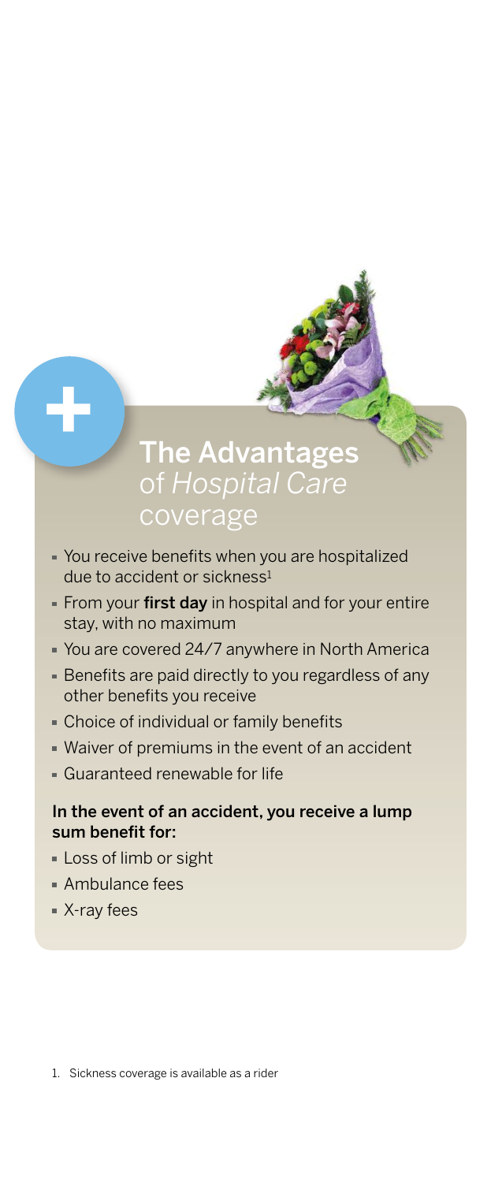## The Advantages *of Hospital Care* coverage

- You receive benefits when you are hospitalized due to accident or sickness[1]
- From your **first day** in hospital and for your entire stay, with no maximum
- You are covered 24/7 anywhere in North America
- Benefits are paid directly to you regardless of any other benefits you receive
- Choice of individual or family benefits
- Waiver of premiums in the event of an accident
- Guaranteed renewable for life

**In the event of an accident, you receive a lump sum benefit for:**

- Loss of limb or sight
- Ambulance fees
- X-ray fees

1. Sickness coverage is available as a rider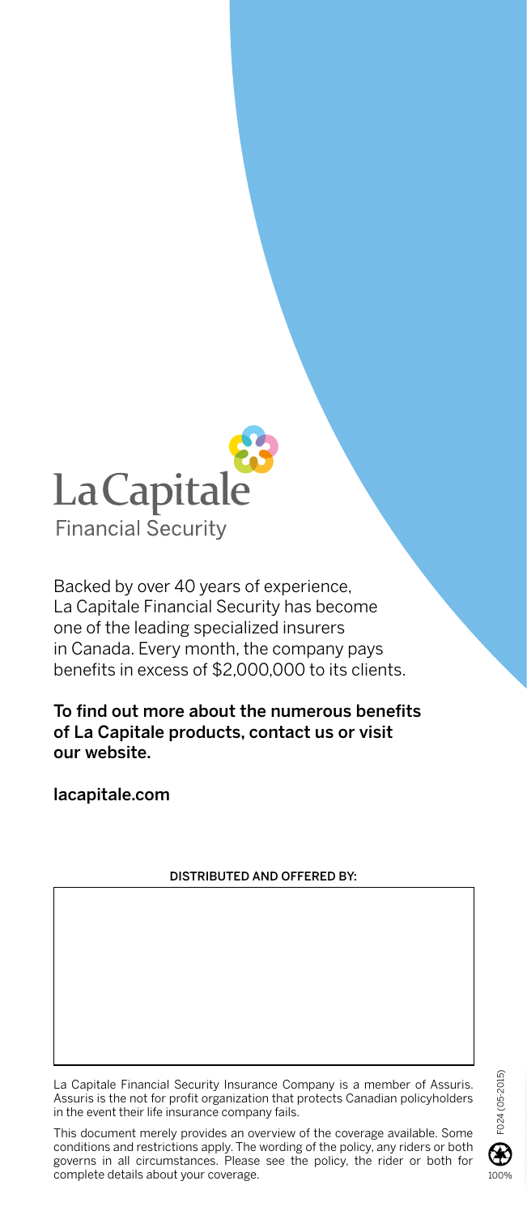La Capitale

Financial Security

Backed by over 40 years of experience, La Capitale Financial Security has become one of the leading specialized insurers in Canada. Every month, the company pays benefits in excess of $2,000,000 to its clients.

**To find out more about the numerous benefits of La Capitale products, contact us or visit our website.**

**lacapitale.com**

DISTRIBUTED AND OFFERED BY:

La Capitale Financial Security Insurance Company is a member of Assuris. Assuris is the not for profit organization that protects Canadian policyholders in the event their life insurance company fails.

This document merely provides an overview of the coverage available. Some conditions and restrictions apply. The wording of the policy, any riders or both governs in all circumstances. Please see the policy, the rider or both for complete details about your coverage.

F024 (05-2015)

100%